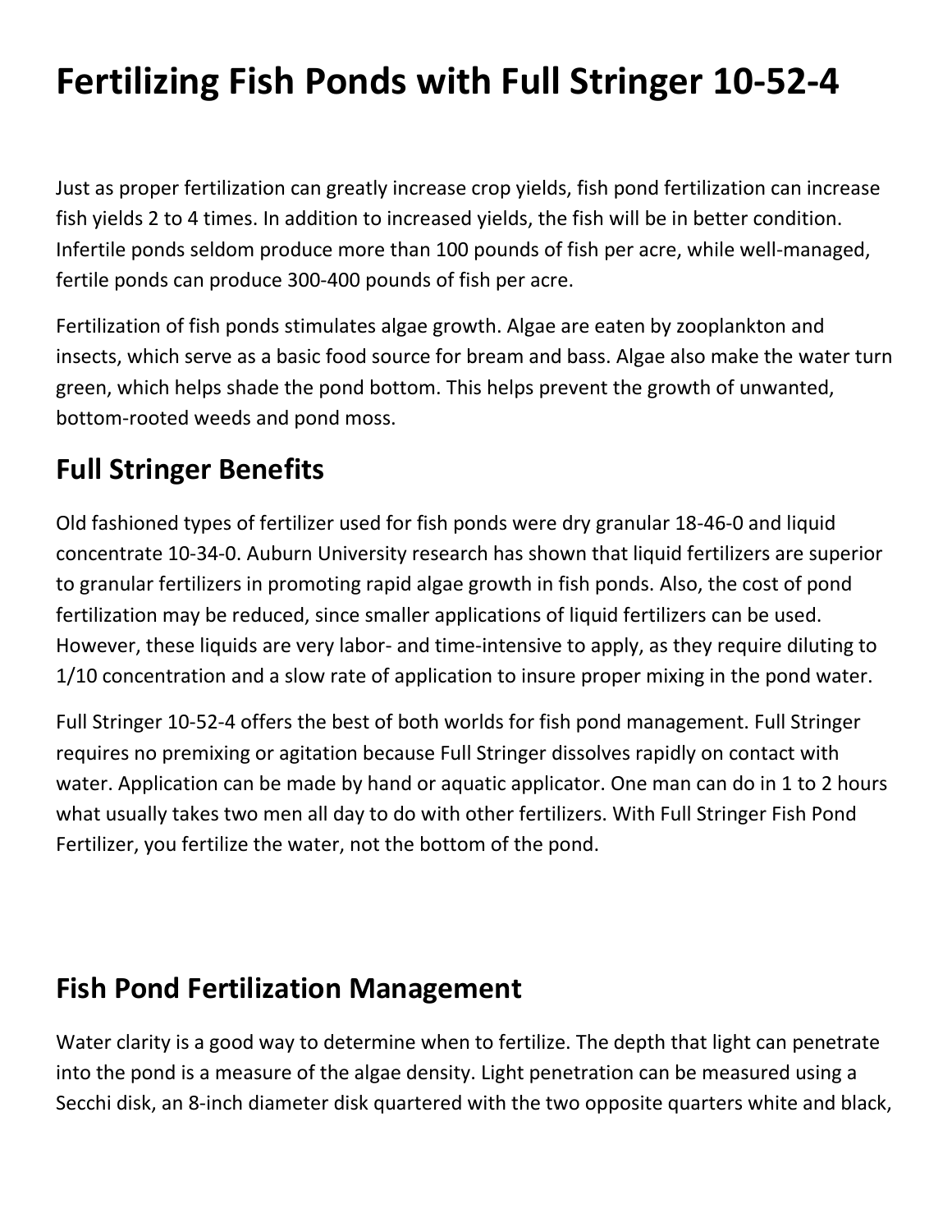# Fertilizing Fish Ponds with Full Stringer 10-52-4

Just as proper fertilization can greatly increase crop yields, fish pond fertilization can increase fish yields 2 to 4 times. In addition to increased yields, the fish will be in better condition. Infertile ponds seldom produce more than 100 pounds of fish per acre, while well-managed, fertile ponds can produce 300-400 pounds of fish per acre.

Fertilization of fish ponds stimulates algae growth. Algae are eaten by zooplankton and insects, which serve as a basic food source for bream and bass. Algae also make the water turn green, which helps shade the pond bottom. This helps prevent the growth of unwanted, bottom-rooted weeds and pond moss.

## Full Stringer Benefits

Old fashioned types of fertilizer used for fish ponds were dry granular 18-46-0 and liquid concentrate 10-34-0. Auburn University research has shown that liquid fertilizers are superior to granular fertilizers in promoting rapid algae growth in fish ponds. Also, the cost of pond fertilization may be reduced, since smaller applications of liquid fertilizers can be used. However, these liquids are very labor- and time-intensive to apply, as they require diluting to 1/10 concentration and a slow rate of application to insure proper mixing in the pond water.

Full Stringer 10-52-4 offers the best of both worlds for fish pond management. Full Stringer requires no premixing or agitation because Full Stringer dissolves rapidly on contact with water. Application can be made by hand or aquatic applicator. One man can do in 1 to 2 hours what usually takes two men all day to do with other fertilizers. With Full Stringer Fish Pond Fertilizer, you fertilize the water, not the bottom of the pond.

## Fish Pond Fertilization Management

Water clarity is a good way to determine when to fertilize. The depth that light can penetrate into the pond is a measure of the algae density. Light penetration can be measured using a Secchi disk, an 8-inch diameter disk quartered with the two opposite quarters white and black,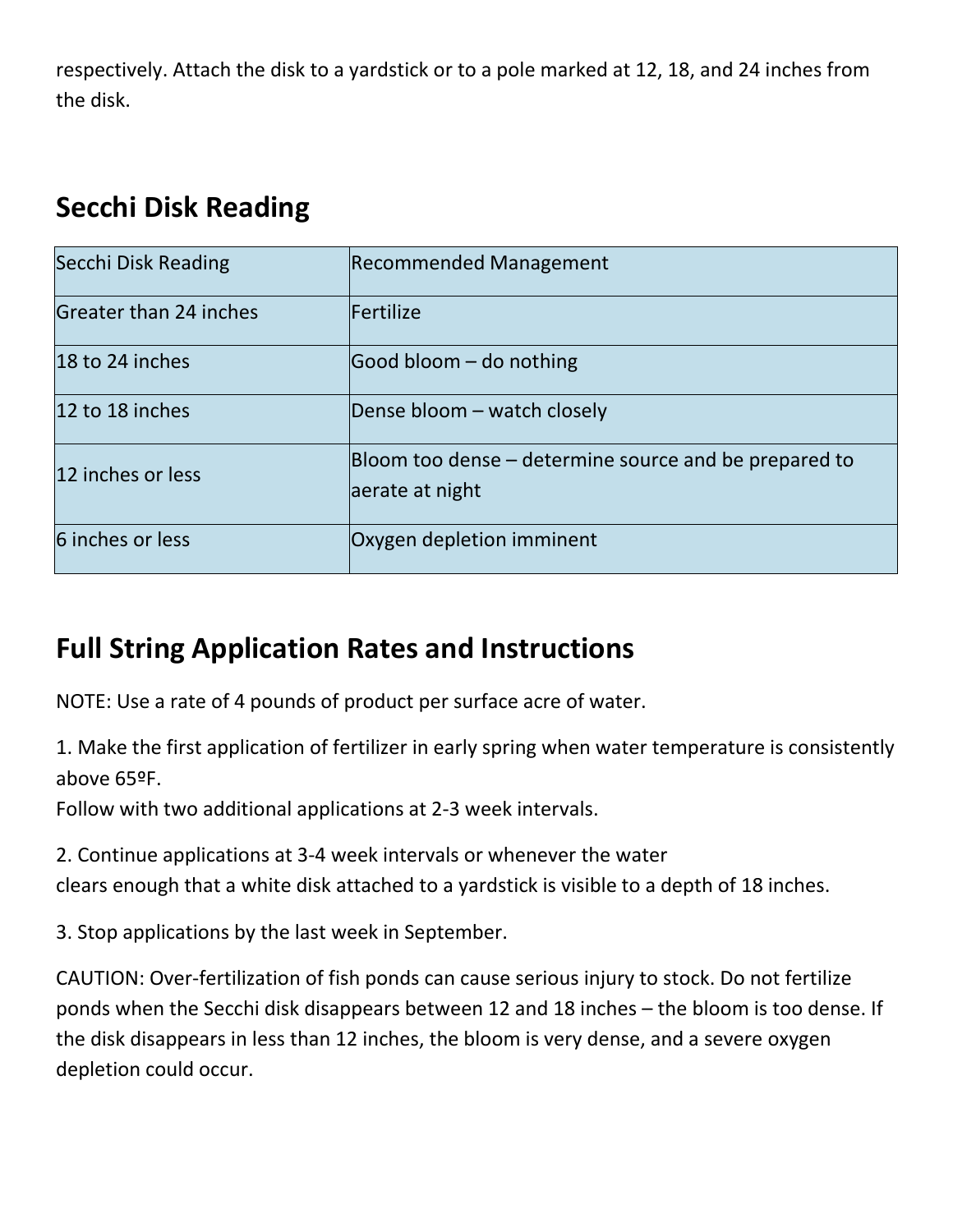respectively. Attach the disk to a yardstick or to a pole marked at 12, 18, and 24 inches from the disk.

## Secchi Disk Reading

| Secchi Disk Reading | Recommended Management |
|---|---|
| Greater than 24 inches | Fertilize |
| 18 to 24 inches | Good bloom – do nothing |
| 12 to 18 inches | Dense bloom – watch closely |
| 12 inches or less | Bloom too dense – determine source and be prepared to aerate at night |
| 6 inches or less | Oxygen depletion imminent |

## Full String Application Rates and Instructions

NOTE: Use a rate of 4 pounds of product per surface acre of water.

1. Make the first application of fertilizer in early spring when water temperature is consistently above 65ºF.
Follow with two additional applications at 2-3 week intervals.

2. Continue applications at 3-4 week intervals or whenever the water clears enough that a white disk attached to a yardstick is visible to a depth of 18 inches.

3. Stop applications by the last week in September.

CAUTION: Over-fertilization of fish ponds can cause serious injury to stock. Do not fertilize ponds when the Secchi disk disappears between 12 and 18 inches – the bloom is too dense. If the disk disappears in less than 12 inches, the bloom is very dense, and a severe oxygen depletion could occur.